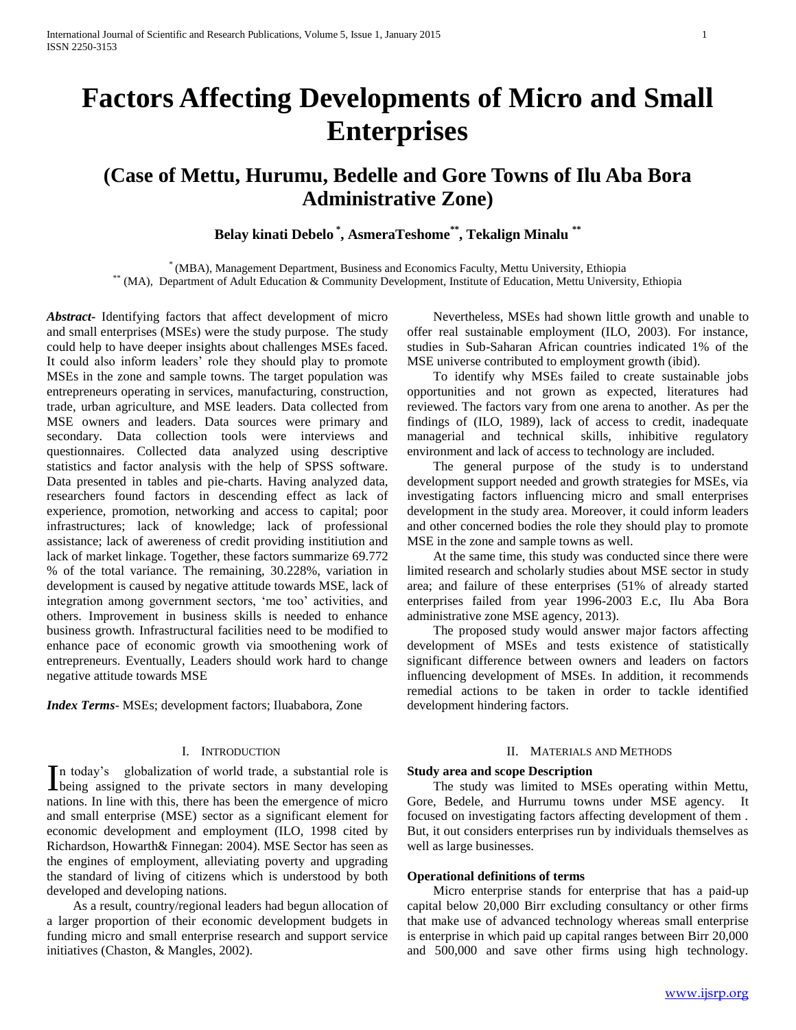# Factors Affecting Developments of Micro and Small Enterprises

## (Case of Mettu, Hurumu, Bedelle and Gore Towns of Ilu Aba Bora Administrative Zone)

**Belay kinati Debelo [*], AsmeraTeshome [**], Tekalign Minalu [**]**

[*] (MBA), Management Department, Business and Economics Faculty, Mettu University, Ethiopia
[**] (MA), Department of Adult Education & Community Development, Institute of Education, Mettu University, Ethiopia

***Abstract-*** Identifying factors that affect development of micro and small enterprises (MSEs) were the study purpose. The study could help to have deeper insights about challenges MSEs faced. It could also inform leaders' role they should play to promote MSEs in the zone and sample towns. The target population was entrepreneurs operating in services, manufacturing, construction, trade, urban agriculture, and MSE leaders. Data collected from MSE owners and leaders. Data sources were primary and secondary. Data collection tools were interviews and questionnaires. Collected data analyzed using descriptive statistics and factor analysis with the help of SPSS software. Data presented in tables and pie-charts. Having analyzed data, researchers found factors in descending effect as lack of experience, promotion, networking and access to capital; poor infrastructures; lack of knowledge; lack of professional assistance; lack of awereness of credit providing instituion and lack of market linkage. Together, these factors summarize 69.772 % of the total variance. The remaining, 30.228%, variation in development is caused by negative attitude towards MSE, lack of integration among government sectors, 'me too' activities, and others. Improvement in business skills is needed to enhance business growth. Infrastructural facilities need to be modified to enhance pace of economic growth via smoothening work of entrepreneurs. Eventually, Leaders should work hard to change negative attitude towards MSE

***Index Terms*-** MSEs; development factors; Iluababora, Zone

## I. Introduction

In today's globalization of world trade, a substantial role is being assigned to the private sectors in many developing nations. In line with this, there has been the emergence of micro and small enterprise (MSE) sector as a significant element for economic development and employment (ILO, 1998 cited by Richardson, Howarth& Finnegan: 2004). MSE Sector has seen as the engines of employment, alleviating poverty and upgrading the standard of living of citizens which is understood by both developed and developing nations.

As a result, country/regional leaders had begun allocation of a larger proportion of their economic development budgets in funding micro and small enterprise research and support service initiatives (Chaston, & Mangles, 2002).

Nevertheless, MSEs had shown little growth and unable to offer real sustainable employment (ILO, 2003). For instance, studies in Sub-Saharan African countries indicated 1% of the MSE universe contributed to employment growth (ibid).

To identify why MSEs failed to create sustainable jobs opportunities and not grown as expected, literatures had reviewed. The factors vary from one arena to another. As per the findings of (ILO, 1989), lack of access to credit, inadequate managerial and technical skills, inhibitive regulatory environment and lack of access to technology are included.

The general purpose of the study is to understand development support needed and growth strategies for MSEs, via investigating factors influencing micro and small enterprises development in the study area. Moreover, it could inform leaders and other concerned bodies the role they should play to promote MSE in the zone and sample towns as well.

At the same time, this study was conducted since there were limited research and scholarly studies about MSE sector in study area; and failure of these enterprises (51% of already started enterprises failed from year 1996-2003 E.c, Ilu Aba Bora administrative zone MSE agency, 2013).

The proposed study would answer major factors affecting development of MSEs and tests existence of statistically significant difference between owners and leaders on factors influencing development of MSEs. In addition, it recommends remedial actions to be taken in order to tackle identified development hindering factors.

## II. Materials and Methods

### Study area and scope Description

The study was limited to MSEs operating within Mettu, Gore, Bedele, and Hurrumu towns under MSE agency. It focused on investigating factors affecting development of them . But, it out considers enterprises run by individuals themselves as well as large businesses.

### Operational definitions of terms

Micro enterprise stands for enterprise that has a paid-up capital below 20,000 Birr excluding consultancy or other firms that make use of advanced technology whereas small enterprise is enterprise in which paid up capital ranges between Birr 20,000 and 500,000 and save other firms using high technology.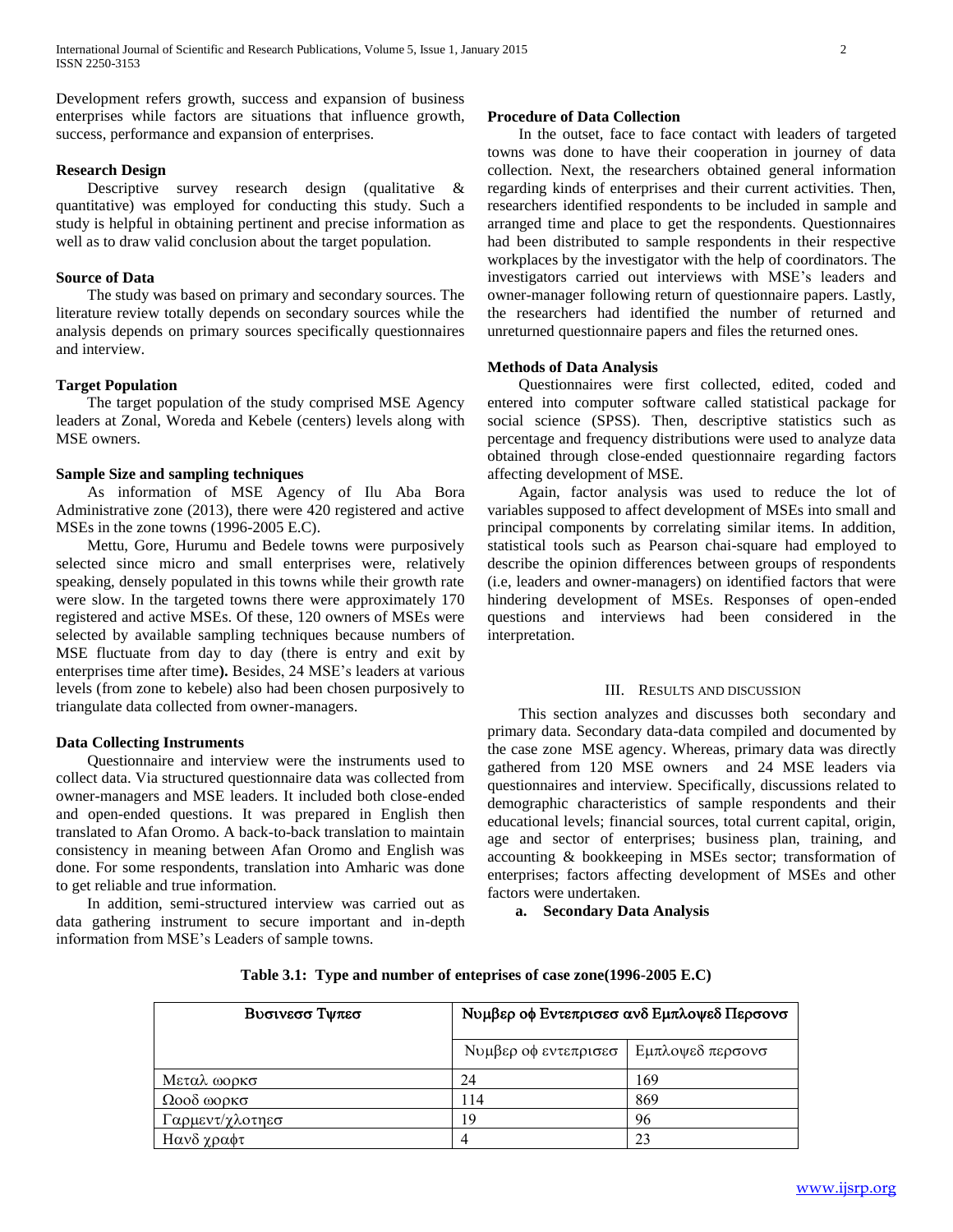Development refers growth, success and expansion of business enterprises while factors are situations that influence growth, success, performance and expansion of enterprises.

### Research Design

Descriptive survey research design (qualitative & quantitative) was employed for conducting this study. Such a study is helpful in obtaining pertinent and precise information as well as to draw valid conclusion about the target population.

### Source of Data

The study was based on primary and secondary sources. The literature review totally depends on secondary sources while the analysis depends on primary sources specifically questionnaires and interview.

### Target Population

The target population of the study comprised MSE Agency leaders at Zonal, Woreda and Kebele (centers) levels along with MSE owners.

### Sample Size and sampling techniques

As information of MSE Agency of Ilu Aba Bora Administrative zone (2013), there were 420 registered and active MSEs in the zone towns (1996-2005 E.C).

Mettu, Gore, Hurumu and Bedele towns were purposively selected since micro and small enterprises were, relatively speaking, densely populated in this towns while their growth rate were slow. In the targeted towns there were approximately 170 registered and active MSEs. Of these, 120 owners of MSEs were selected by available sampling techniques because numbers of MSE fluctuate from day to day (there is entry and exit by enterprises time after time**).** Besides, 24 MSE's leaders at various levels (from zone to kebele) also had been chosen purposively to triangulate data collected from owner-managers.

### Data Collecting Instruments

Questionnaire and interview were the instruments used to collect data. Via structured questionnaire data was collected from owner-managers and MSE leaders. It included both close-ended and open-ended questions. It was prepared in English then translated to Afan Oromo. A back-to-back translation to maintain consistency in meaning between Afan Oromo and English was done. For some respondents, translation into Amharic was done to get reliable and true information.

In addition, semi-structured interview was carried out as data gathering instrument to secure important and in-depth information from MSE's Leaders of sample towns.

### Procedure of Data Collection

In the outset, face to face contact with leaders of targeted towns was done to have their cooperation in journey of data collection. Next, the researchers obtained general information regarding kinds of enterprises and their current activities. Then, researchers identified respondents to be included in sample and arranged time and place to get the respondents. Questionnaires had been distributed to sample respondents in their respective workplaces by the investigator with the help of coordinators. The investigators carried out interviews with MSE's leaders and owner-manager following return of questionnaire papers. Lastly, the researchers had identified the number of returned and unreturned questionnaire papers and files the returned ones.

### Methods of Data Analysis

Questionnaires were first collected, edited, coded and entered into computer software called statistical package for social science (SPSS). Then, descriptive statistics such as percentage and frequency distributions were used to analyze data obtained through close-ended questionnaire regarding factors affecting development of MSE.

Again, factor analysis was used to reduce the lot of variables supposed to affect development of MSEs into small and principal components by correlating similar items. In addition, statistical tools such as Pearson chai-square had employed to describe the opinion differences between groups of respondents (i.e, leaders and owner-managers) on identified factors that were hindering development of MSEs. Responses of open-ended questions and interviews had been considered in the interpretation.

## III. Results and Discussion

This section analyzes and discusses both secondary and primary data. Secondary data-data compiled and documented by the case zone MSE agency. Whereas, primary data was directly gathered from 120 MSE owners and 24 MSE leaders via questionnaires and interview. Specifically, discussions related to demographic characteristics of sample respondents and their educational levels; financial sources, total current capital, origin, age and sector of enterprises; business plan, training, and accounting & bookkeeping in MSEs sector; transformation of enterprises; factors affecting development of MSEs and other factors were undertaken.

**a. Secondary Data Analysis**

**Table 3.1: Type and number of enteprises of case zone(1996-2005 E.C)**

| Βυσινεσσ Τψπεσ | Νυμβερ οφ Εντεπρισεσ ανδ Εμπλοψεδ Περσονσ | |
|---|---|---|
| | Νυμβερ οφ εντεπρισεσ | Εμπλοψεδ περσονσ |
| Μεταλ ωορκσ | 24 | 169 |
| Ωοοδ ωορκσ | 114 | 869 |
| Γαρμεντ/χλοτηεσ | 19 | 96 |
| Ηανδ χραφτ | 4 | 23 |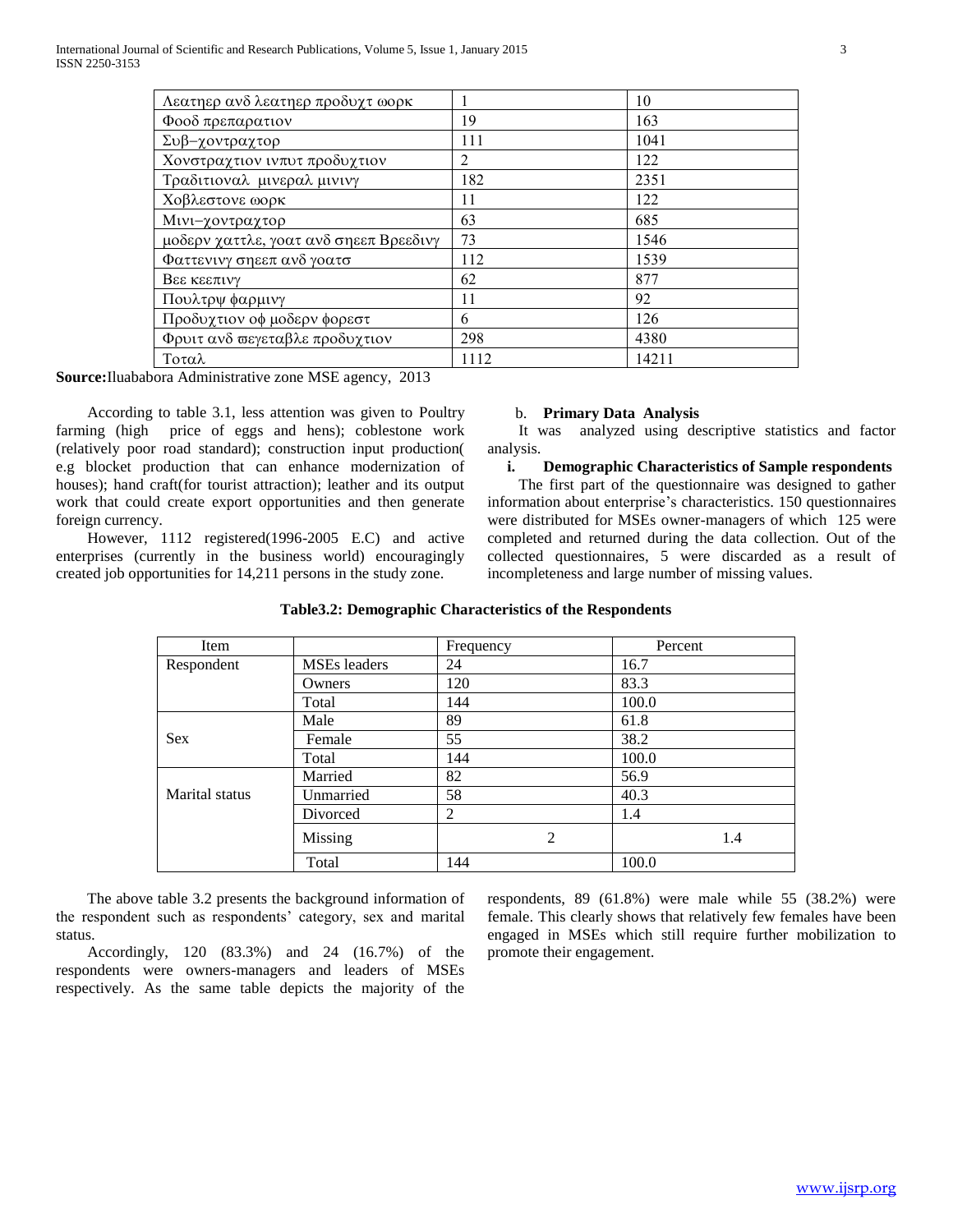| | | |
|---|---|---|
| Λεατηερ ανδ λεατηερ προδυχτ ωορκ | 1 | 10 |
| Φοοδ πρεπαρατιον | 19 | 163 |
| Συβ−χοντραχτορ | 111 | 1041 |
| Χονστραχτιον ινπυτ προδυχτιον | 2 | 122 |
| Τραδιτιοναλ μινεραλ μινινγ | 182 | 2351 |
| Χοβλεστονε ωορκ | 11 | 122 |
| Μινι−χοντραχτορ | 63 | 685 |
| μοδερν χαττλε, γοατ ανδ σηεεπ Βρεεδινγ | 73 | 1546 |
| Φαττενινγ σηεεπ ανδ γοατσ | 112 | 1539 |
| Βεε κεεπινγ | 62 | 877 |
| Πουλτρψ φαρμινγ | 11 | 92 |
| Προδυχτιον οφ μοδερν φορεστ | 6 | 126 |
| Φρυιτ ανδ ϖεγεταβλε προδυχτιον | 298 | 4380 |
| Τοταλ | 1112 | 14211 |

**Source:** Iluababora Administrative zone MSE agency, 2013

According to table 3.1, less attention was given to Poultry farming (high price of eggs and hens); coblestone work (relatively poor road standard); construction input production( e.g blocket production that can enhance modernization of houses); hand craft(for tourist attraction); leather and its output work that could create export opportunities and then generate foreign currency.

However, 1112 registered(1996-2005 E.C) and active enterprises (currently in the business world) encouragingly created job opportunities for 14,211 persons in the study zone.

### b. Primary Data Analysis

It was analyzed using descriptive statistics and factor analysis.

#### i. Demographic Characteristics of Sample respondents

The first part of the questionnaire was designed to gather information about enterprise's characteristics. 150 questionnaires were distributed for MSEs owner-managers of which 125 were completed and returned during the data collection. Out of the collected questionnaires, 5 were discarded as a result of incompleteness and large number of missing values.

**Table3.2: Demographic Characteristics of the Respondents**

| Item | | Frequency | Percent |
|---|---|---|---|
| Respondent | MSEs leaders | 24 | 16.7 |
| | Owners | 120 | 83.3 |
| | Total | 144 | 100.0 |
| Sex | Male | 89 | 61.8 |
| | Female | 55 | 38.2 |
| | Total | 144 | 100.0 |
| Marital status | Married | 82 | 56.9 |
| | Unmarried | 58 | 40.3 |
| | Divorced | 2 | 1.4 |
| | Missing | 2 | 1.4 |
| | Total | 144 | 100.0 |

The above table 3.2 presents the background information of the respondent such as respondents' category, sex and marital status.

Accordingly, 120 (83.3%) and 24 (16.7%) of the respondents were owners-managers and leaders of MSEs respectively. As the same table depicts the majority of the respondents, 89 (61.8%) were male while 55 (38.2%) were female. This clearly shows that relatively few females have been engaged in MSEs which still require further mobilization to promote their engagement.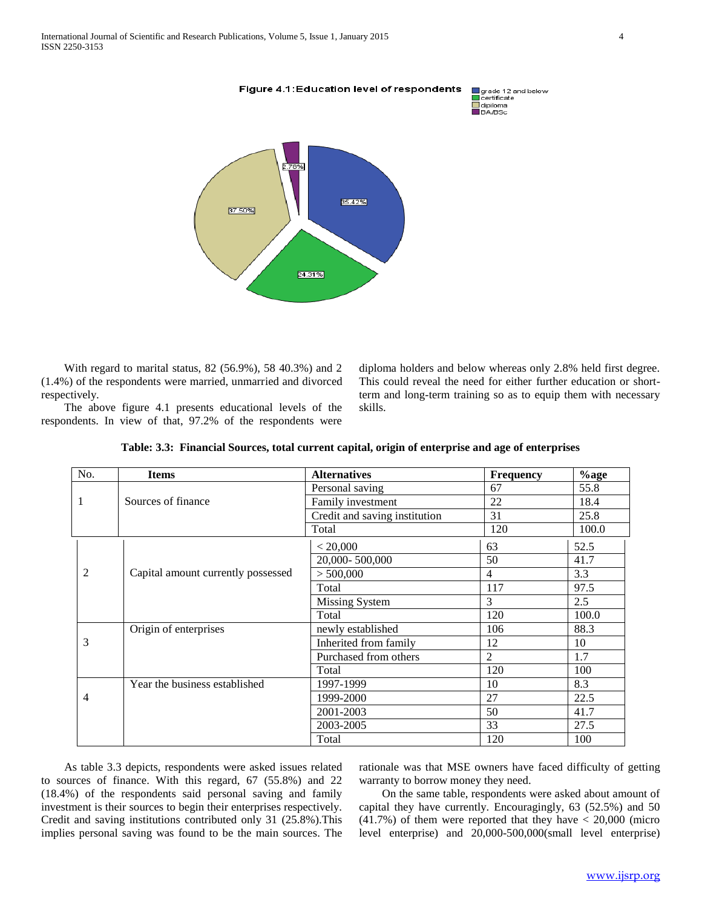Figure 4.1: Education level of respondents

With regard to marital status, 82 (56.9%), 58 40.3%) and 2 (1.4%) of the respondents were married, unmarried and divorced respectively.

The above figure 4.1 presents educational levels of the respondents. In view of that, 97.2% of the respondents were diploma holders and below whereas only 2.8% held first degree. This could reveal the need for either further education or short-term and long-term training so as to equip them with necessary skills.

**Table: 3.3: Financial Sources, total current capital, origin of enterprise and age of enterprises**

| No. | Items | Alternatives | Frequency | %age |
|---|---|---|---|---|
| 1 | Sources of finance | Personal saving | 67 | 55.8 |
| | | Family investment | 22 | 18.4 |
| | | Credit and saving institution | 31 | 25.8 |
| | | Total | 120 | 100.0 |
| 2 | Capital amount currently possessed | < 20,000 | 63 | 52.5 |
| | | 20,000- 500,000 | 50 | 41.7 |
| | | > 500,000 | 4 | 3.3 |
| | | Total | 117 | 97.5 |
| | | Missing System | 3 | 2.5 |
| | | Total | 120 | 100.0 |
| 3 | Origin of enterprises | newly established | 106 | 88.3 |
| | | Inherited from family | 12 | 10 |
| | | Purchased from others | 2 | 1.7 |
| | | Total | 120 | 100 |
| 4 | Year the business established | 1997-1999 | 10 | 8.3 |
| | | 1999-2000 | 27 | 22.5 |
| | | 2001-2003 | 50 | 41.7 |
| | | 2003-2005 | 33 | 27.5 |
| | | Total | 120 | 100 |

As table 3.3 depicts, respondents were asked issues related to sources of finance. With this regard, 67 (55.8%) and 22 (18.4%) of the respondents said personal saving and family investment is their sources to begin their enterprises respectively. Credit and saving institutions contributed only 31 (25.8%).This implies personal saving was found to be the main sources. The rationale was that MSE owners have faced difficulty of getting warranty to borrow money they need.

On the same table, respondents were asked about amount of capital they have currently. Encouragingly, 63 (52.5%) and 50 (41.7%) of them were reported that they have < 20,000 (micro level enterprise) and 20,000-500,000(small level enterprise)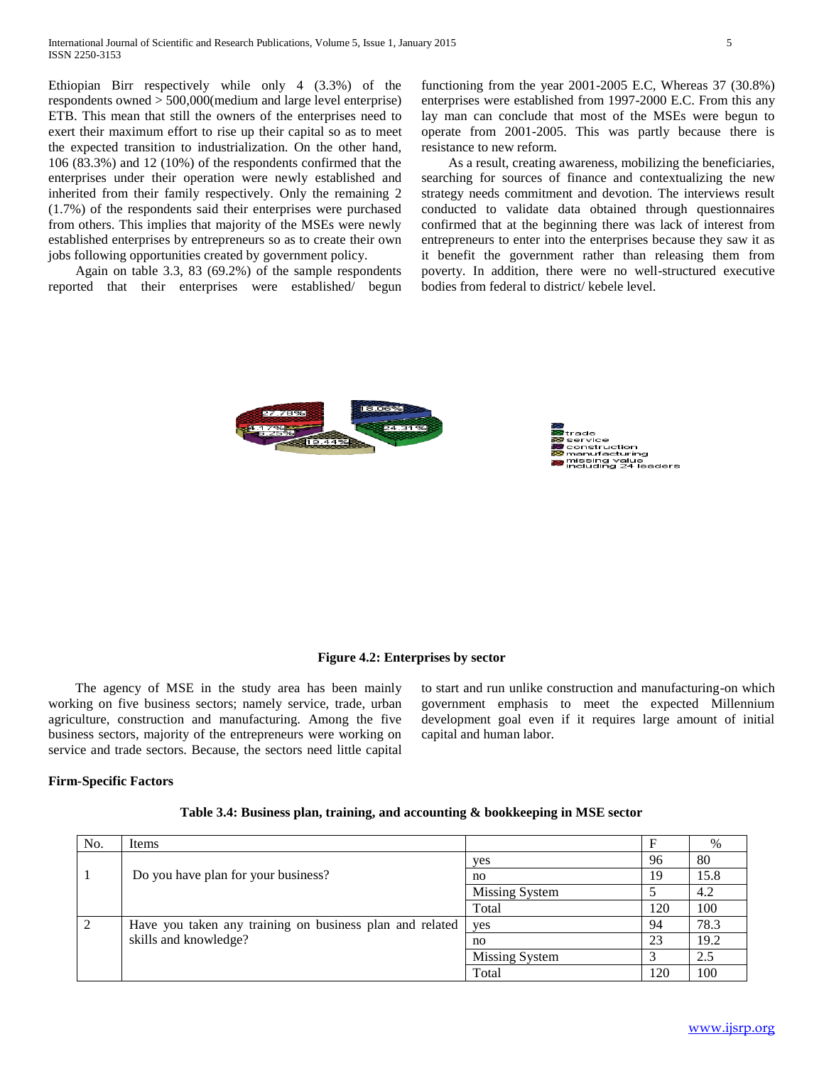Ethiopian Birr respectively while only 4 (3.3%) of the respondents owned > 500,000(medium and large level enterprise) ETB. This mean that still the owners of the enterprises need to exert their maximum effort to rise up their capital so as to meet the expected transition to industrialization. On the other hand, 106 (83.3%) and 12 (10%) of the respondents confirmed that the enterprises under their operation were newly established and inherited from their family respectively. Only the remaining 2 (1.7%) of the respondents said their enterprises were purchased from others. This implies that majority of the MSEs were newly established enterprises by entrepreneurs so as to create their own jobs following opportunities created by government policy.

Again on table 3.3, 83 (69.2%) of the sample respondents reported that their enterprises were established/ begun functioning from the year 2001-2005 E.C, Whereas 37 (30.8%) enterprises were established from 1997-2000 E.C. From this any lay man can conclude that most of the MSEs were begun to operate from 2001-2005. This was partly because there is resistance to new reform.

As a result, creating awareness, mobilizing the beneficiaries, searching for sources of finance and contextualizing the new strategy needs commitment and devotion. The interviews result conducted to validate data obtained through questionnaires confirmed that at the beginning there was lack of interest from entrepreneurs to enter into the enterprises because they saw it as it benefit the government rather than releasing them from poverty. In addition, there were no well-structured executive bodies from federal to district/ kebele level.

**Figure 4.2: Enterprises by sector**

The agency of MSE in the study area has been mainly working on five business sectors; namely service, trade, urban agriculture, construction and manufacturing. Among the five business sectors, majority of the entrepreneurs were working on service and trade sectors. Because, the sectors need little capital to start and run unlike construction and manufacturing-on which government emphasis to meet the expected Millennium development goal even if it requires large amount of initial capital and human labor.

**Firm-Specific Factors**

**Table 3.4: Business plan, training, and accounting & bookkeeping in MSE sector**

| No. | Items | | F | % |
|---|---|---|---|---|
| 1 | Do you have plan for your business? | yes | 96 | 80 |
| | | no | 19 | 15.8 |
| | | Missing System | 5 | 4.2 |
| | | Total | 120 | 100 |
| 2 | Have you taken any training on business plan and related skills and knowledge? | yes | 94 | 78.3 |
| | | no | 23 | 19.2 |
| | | Missing System | 3 | 2.5 |
| | | Total | 120 | 100 |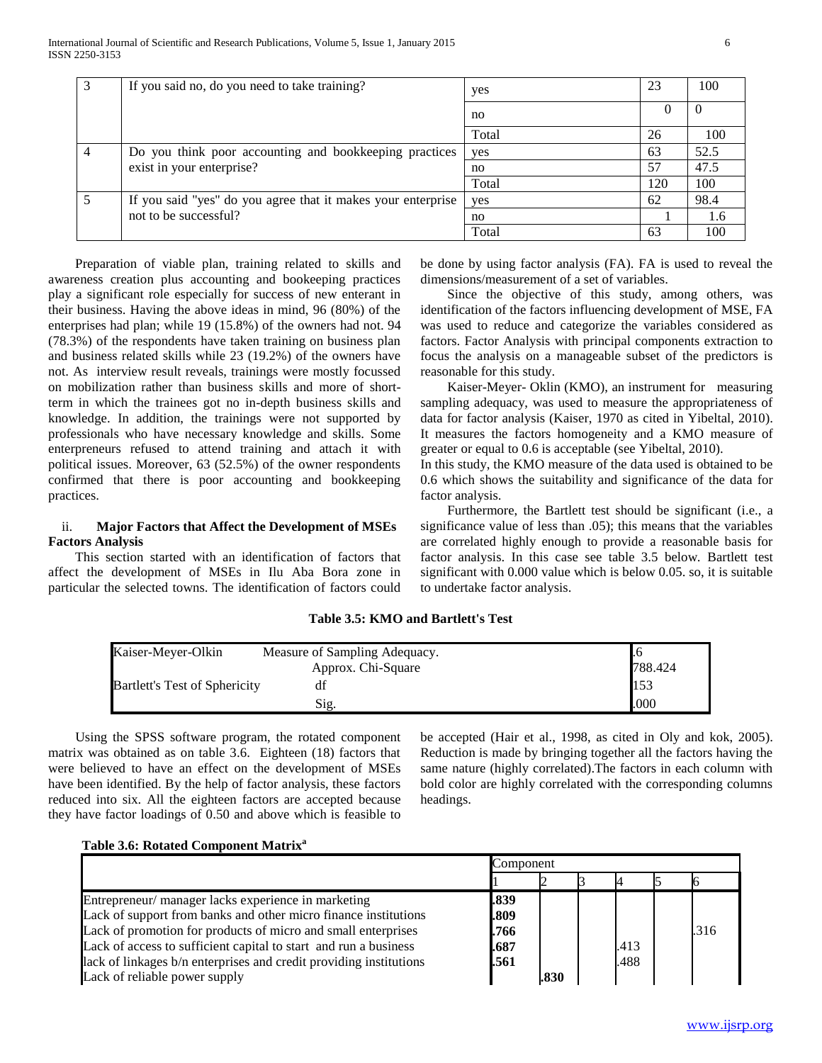| 3 | If you said no, do you need to take training? | yes | 23 | 100 |
|---|---|---|---|---|
| | | no | 0 | 0 |
| | | Total | 26 | 100 |
| 4 | Do you think poor accounting and bookkeeping practices exist in your enterprise? | yes | 63 | 52.5 |
| | | no | 57 | 47.5 |
| | | Total | 120 | 100 |
| 5 | If you said "yes" do you agree that it makes your enterprise not to be successful? | yes | 62 | 98.4 |
| | | no | 1 | 1.6 |
| | | Total | 63 | 100 |

Preparation of viable plan, training related to skills and awareness creation plus accounting and bookeeping practices play a significant role especially for success of new enterant in their business. Having the above ideas in mind, 96 (80%) of the enterprises had plan; while 19 (15.8%) of the owners had not. 94 (78.3%) of the respondents have taken training on business plan and business related skills while 23 (19.2%) of the owners have not. As interview result reveals, trainings were mostly focussed on mobilization rather than business skills and more of short-term in which the trainees got no in-depth business skills and knowledge. In addition, the trainings were not supported by professionals who have necessary knowledge and skills. Some enterpreneurs refused to attend training and attach it with political issues. Moreover, 63 (52.5%) of the owner respondents confirmed that there is poor accounting and bookkeeping practices.

### ii. Major Factors that Affect the Development of MSEs Factors Analysis

This section started with an identification of factors that affect the development of MSEs in Ilu Aba Bora zone in particular the selected towns. The identification of factors could be done by using factor analysis (FA). FA is used to reveal the dimensions/measurement of a set of variables.

Since the objective of this study, among others, was identification of the factors influencing development of MSE, FA was used to reduce and categorize the variables considered as factors. Factor Analysis with principal components extraction to focus the analysis on a manageable subset of the predictors is reasonable for this study.

Kaiser-Meyer- Oklin (KMO), an instrument for measuring sampling adequacy, was used to measure the appropriateness of data for factor analysis (Kaiser, 1970 as cited in Yibeltal, 2010). It measures the factors homogeneity and a KMO measure of greater or equal to 0.6 is acceptable (see Yibeltal, 2010).

In this study, the KMO measure of the data used is obtained to be 0.6 which shows the suitability and significance of the data for factor analysis.

Furthermore, the Bartlett test should be significant (i.e., a significance value of less than .05); this means that the variables are correlated highly enough to provide a reasonable basis for factor analysis. In this case see table 3.5 below. Bartlett test significant with 0.000 value which is below 0.05. so, it is suitable to undertake factor analysis.

**Table 3.5: KMO and Bartlett's Test**

| | | |
|---|---|---|
| Kaiser-Meyer-Olkin | Measure of Sampling Adequacy. | .6 |
| | Approx. Chi-Square | 788.424 |
| Bartlett's Test of Sphericity | df | 153 |
| | Sig. | .000 |

Using the SPSS software program, the rotated component matrix was obtained as on table 3.6. Eighteen (18) factors that were believed to have an effect on the development of MSEs have been identified. By the help of factor analysis, these factors reduced into six. All the eighteen factors are accepted because they have factor loadings of 0.50 and above which is feasible to be accepted (Hair et al., 1998, as cited in Oly and kok, 2005). Reduction is made by bringing together all the factors having the same nature (highly correlated).The factors in each column with bold color are highly correlated with the corresponding columns headings.

**Table 3.6: Rotated Component Matrix[a]**

| | Component | | | | | |
|---|---|---|---|---|---|---|
| | 1 | 2 | 3 | 4 | 5 | 6 |
| Entrepreneur/ manager lacks experience in marketing | **.839** | | | | | |
| Lack of support from banks and other micro finance institutions | **.809** | | | | | |
| Lack of promotion for products of micro and small enterprises | **.766** | | | | | .316 |
| Lack of access to sufficient capital to start and run a business | **.687** | | | .413 | | |
| lack of linkages b/n enterprises and credit providing institutions | **.561** | | | .488 | | |
| Lack of reliable power supply | | **.830** | | | | |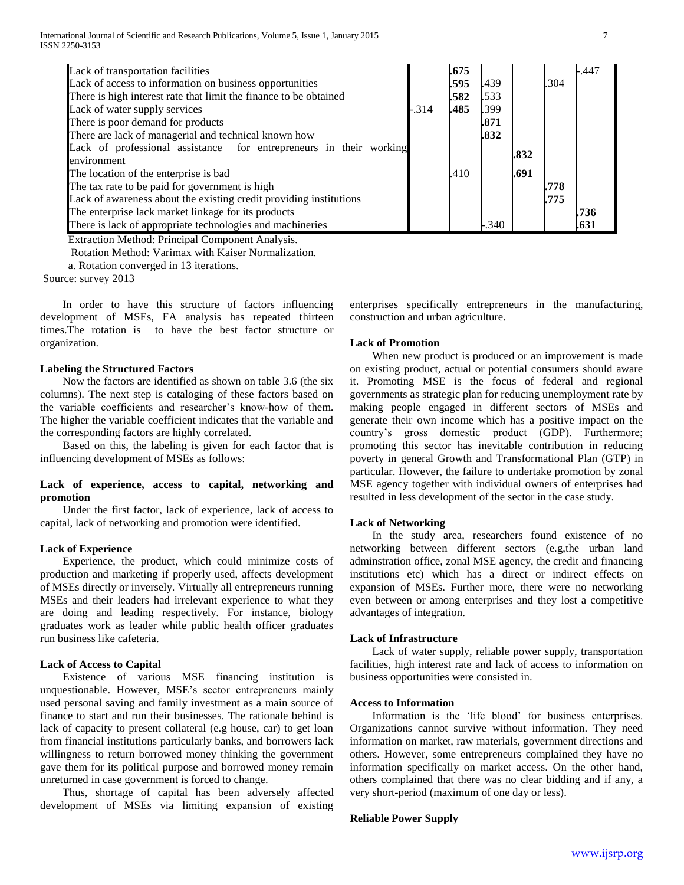| | | | | | | |
|---|---|---|---|---|---|---|
| Lack of transportation facilities | | **.675** | | | | -.447 |
| Lack of access to information on business opportunities | | **.595** | .439 | | .304 | |
| There is high interest rate that limit the finance to be obtained | | **.582** | .533 | | | |
| Lack of water supply services | -.314 | **.485** | .399 | | | |
| There is poor demand for products | | | **.871** | | | |
| There are lack of managerial and technical known how | | | **.832** | | | |
| Lack of professional assistance for entrepreneurs in their working environment | | | | **.832** | | |
| The location of the enterprise is bad | | .410 | | **.691** | | |
| The tax rate to be paid for government is high | | | | | **.778** | |
| Lack of awareness about the existing credit providing institutions | | | | | **.775** | |
| The enterprise lack market linkage for its products | | | | | | **.736** |
| There is lack of appropriate technologies and machineries | | | -.340 | | | **.631** |

Extraction Method: Principal Component Analysis.
Rotation Method: Varimax with Kaiser Normalization.
a. Rotation converged in 13 iterations.

Source: survey 2013

In order to have this structure of factors influencing development of MSEs, FA analysis has repeated thirteen times.The rotation is to have the best factor structure or organization.

**Labeling the Structured Factors**

Now the factors are identified as shown on table 3.6 (the six columns). The next step is cataloging of these factors based on the variable coefficients and researcher's know-how of them. The higher the variable coefficient indicates that the variable and the corresponding factors are highly correlated.

Based on this, the labeling is given for each factor that is influencing development of MSEs as follows:

**Lack of experience, access to capital, networking and promotion**

Under the first factor, lack of experience, lack of access to capital, lack of networking and promotion were identified.

**Lack of Experience**

Experience, the product, which could minimize costs of production and marketing if properly used, affects development of MSEs directly or inversely. Virtually all entrepreneurs running MSEs and their leaders had irrelevant experience to what they are doing and leading respectively. For instance, biology graduates work as leader while public health officer graduates run business like cafeteria.

**Lack of Access to Capital**

Existence of various MSE financing institution is unquestionable. However, MSE's sector entrepreneurs mainly used personal saving and family investment as a main source of finance to start and run their businesses. The rationale behind is lack of capacity to present collateral (e.g house, car) to get loan from financial institutions particularly banks, and borrowers lack willingness to return borrowed money thinking the government gave them for its political purpose and borrowed money remain unreturned in case government is forced to change.

Thus, shortage of capital has been adversely affected development of MSEs via limiting expansion of existing enterprises specifically entrepreneurs in the manufacturing, construction and urban agriculture.

**Lack of Promotion**

When new product is produced or an improvement is made on existing product, actual or potential consumers should aware it. Promoting MSE is the focus of federal and regional governments as strategic plan for reducing unemployment rate by making people engaged in different sectors of MSEs and generate their own income which has a positive impact on the country's gross domestic product (GDP). Furthermore; promoting this sector has inevitable contribution in reducing poverty in general Growth and Transformational Plan (GTP) in particular. However, the failure to undertake promotion by zonal MSE agency together with individual owners of enterprises had resulted in less development of the sector in the case study.

**Lack of Networking**

In the study area, researchers found existence of no networking between different sectors (e.g,the urban land adminstration office, zonal MSE agency, the credit and financing institutions etc) which has a direct or indirect effects on expansion of MSEs. Further more, there were no networking even between or among enterprises and they lost a competitive advantages of integration.

**Lack of Infrastructure**

Lack of water supply, reliable power supply, transportation facilities, high interest rate and lack of access to information on business opportunities were consisted in.

**Access to Information**

Information is the 'life blood' for business enterprises. Organizations cannot survive without information. They need information on market, raw materials, government directions and others. However, some entrepreneurs complained they have no information specifically on market access. On the other hand, others complained that there was no clear bidding and if any, a very short-period (maximum of one day or less).

**Reliable Power Supply**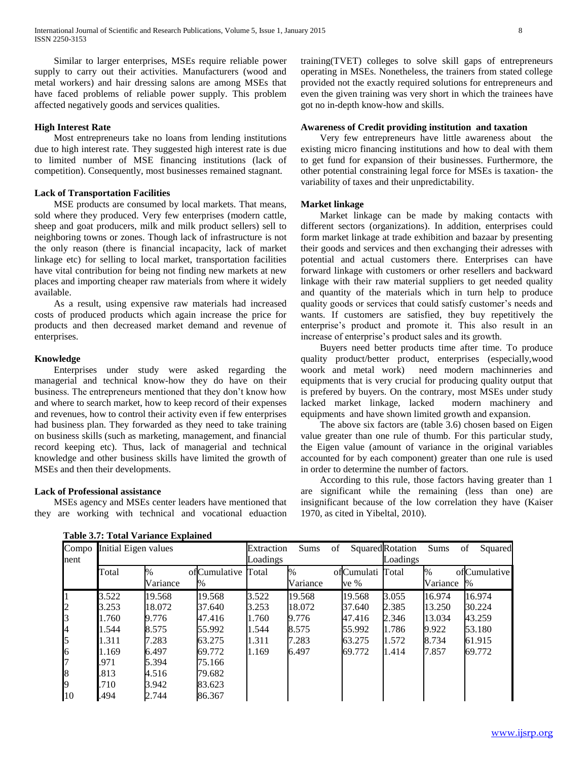Similar to larger enterprises, MSEs require reliable power supply to carry out their activities. Manufacturers (wood and metal workers) and hair dressing salons are among MSEs that have faced problems of reliable power supply. This problem affected negatively goods and services qualities.

**High Interest Rate**

Most entrepreneurs take no loans from lending institutions due to high interest rate. They suggested high interest rate is due to limited number of MSE financing institutions (lack of competition). Consequently, most businesses remained stagnant.

**Lack of Transportation Facilities**

MSE products are consumed by local markets. That means, sold where they produced. Very few enterprises (modern cattle, sheep and goat producers, milk and milk product sellers) sell to neighboring towns or zones. Though lack of infrastructure is not the only reason (there is financial incapacity, lack of market linkage etc) for selling to local market, transportation facilities have vital contribution for being not finding new markets at new places and importing cheaper raw materials from where it widely available.

As a result, using expensive raw materials had increased costs of produced products which again increase the price for products and then decreased market demand and revenue of enterprises.

**Knowledge**

Enterprises under study were asked regarding the managerial and technical know-how they do have on their business. The entrepreneurs mentioned that they don't know how and where to search market, how to keep record of their expenses and revenues, how to control their activity even if few enterprises had business plan. They forwarded as they need to take training on business skills (such as marketing, management, and financial record keeping etc). Thus, lack of managerial and technical knowledge and other business skills have limited the growth of MSEs and then their developments.

**Lack of Professional assistance**

MSEs agency and MSEs center leaders have mentioned that they are working with technical and vocational eduaction training(TVET) colleges to solve skill gaps of entrepreneurs operating in MSEs. Nonetheless, the trainers from stated college provided not the exactly required solutions for entrepreneurs and even the given training was very short in which the trainees have got no in-depth know-how and skills.

**Awareness of Credit providing institution and taxation**

Very few entrepreneurs have little awareness about the existing micro financing institutions and how to deal with them to get fund for expansion of their businesses. Furthermore, the other potential constraining legal force for MSEs is taxation- the variability of taxes and their unpredictability.

**Market linkage**

Market linkage can be made by making contacts with different sectors (organizations). In addition, enterprises could form market linkage at trade exhibition and bazaar by presenting their goods and services and then exchanging their adresses with potential and actual customers there. Enterprises can have forward linkage with customers or orher resellers and backward linkage with their raw material suppliers to get needed quality and quantity of the materials which in turn help to produce quality goods or services that could satisfy customer's needs and wants. If customers are satisfied, they buy repetitively the enterprise's product and promote it. This also result in an increase of enterprise's product sales and its growth.

Buyers need better products time after time. To produce quality product/better product, enterprises (especially,wood woork and metal work) need modern machinneries and equipments that is very crucial for producing quality output that is prefered by buyers. On the contrary, most MSEs under study lacked market linkage, lacked modern machinery and equipments and have shown limited growth and expansion.

The above six factors are (table 3.6) chosen based on Eigen value greater than one rule of thumb. For this particular study, the Eigen value (amount of variance in the original variables accounted for by each component) greater than one rule is used in order to determine the number of factors.

According to this rule, those factors having greater than 1 are significant while the remaining (less than one) are insignificant because of the low correlation they have (Kaiser 1970, as cited in Yibeltal, 2010).

**Table 3.7: Total Variance Explained**

| Component | Initial Eigen values | | | Extraction Sums of Squared Loadings | | | Rotation Sums of Squared Loadings | | |
|---|---|---|---|---|---|---|---|---|---|
| | Total | % of Variance | Cumulative % | Total | % of Variance | Cumulative % | Total | % of Variance | Cumulative % |
| 1 | 3.522 | 19.568 | 19.568 | 3.522 | 19.568 | 19.568 | 3.055 | 16.974 | 16.974 |
| 2 | 3.253 | 18.072 | 37.640 | 3.253 | 18.072 | 37.640 | 2.385 | 13.250 | 30.224 |
| 3 | 1.760 | 9.776 | 47.416 | 1.760 | 9.776 | 47.416 | 2.346 | 13.034 | 43.259 |
| 4 | 1.544 | 8.575 | 55.992 | 1.544 | 8.575 | 55.992 | 1.786 | 9.922 | 53.180 |
| 5 | 1.311 | 7.283 | 63.275 | 1.311 | 7.283 | 63.275 | 1.572 | 8.734 | 61.915 |
| 6 | 1.169 | 6.497 | 69.772 | 1.169 | 6.497 | 69.772 | 1.414 | 7.857 | 69.772 |
| 7 | .971 | 5.394 | 75.166 | | | | | | |
| 8 | .813 | 4.516 | 79.682 | | | | | | |
| 9 | .710 | 3.942 | 83.623 | | | | | | |
| 10 | .494 | 2.744 | 86.367 | | | | | | |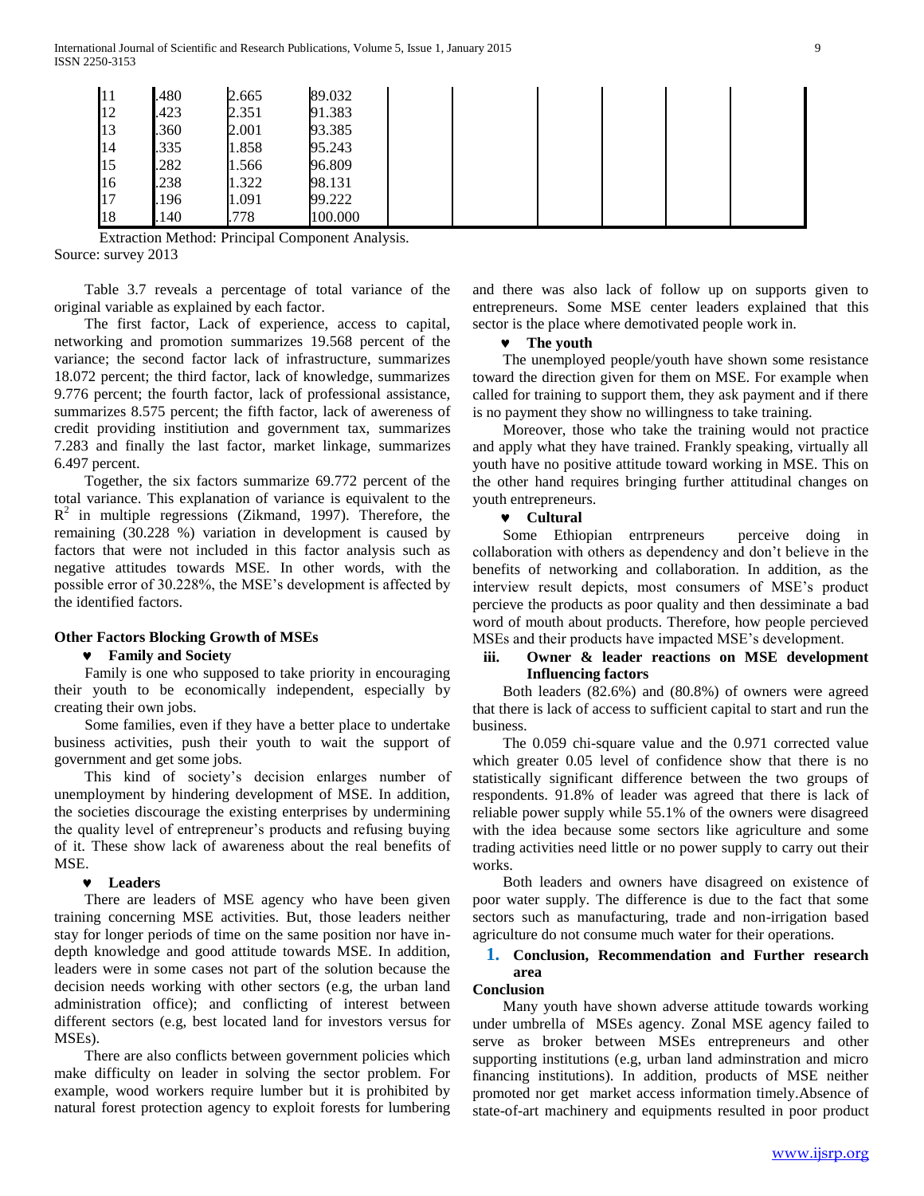| 11 | .480 | 2.665 | 89.032 | | | | | | |
|---|---|---|---|---|---|---|---|---|---|
| 12 | .423 | 2.351 | 91.383 | | | | | | |
| 13 | .360 | 2.001 | 93.385 | | | | | | |
| 14 | .335 | 1.858 | 95.243 | | | | | | |
| 15 | .282 | 1.566 | 96.809 | | | | | | |
| 16 | .238 | 1.322 | 98.131 | | | | | | |
| 17 | .196 | 1.091 | 99.222 | | | | | | |
| 18 | .140 | .778 | 100.000 | | | | | | |

Extraction Method: Principal Component Analysis.

Source: survey 2013

Table 3.7 reveals a percentage of total variance of the original variable as explained by each factor.

The first factor, Lack of experience, access to capital, networking and promotion summarizes 19.568 percent of the variance; the second factor lack of infrastructure, summarizes 18.072 percent; the third factor, lack of knowledge, summarizes 9.776 percent; the fourth factor, lack of professional assistance, summarizes 8.575 percent; the fifth factor, lack of awereness of credit providing instititution and government tax, summarizes 7.283 and finally the last factor, market linkage, summarizes 6.497 percent.

Together, the six factors summarize 69.772 percent of the total variance. This explanation of variance is equivalent to the $R^2$ in multiple regressions (Zikmand, 1997). Therefore, the remaining (30.228 %) variation in development is caused by factors that were not included in this factor analysis such as negative attitudes towards MSE. In other words, with the possible error of 30.228%, the MSE's development is affected by the identified factors.

### Other Factors Blocking Growth of MSEs

- **Family and Society**

Family is one who supposed to take priority in encouraging their youth to be economically independent, especially by creating their own jobs.

Some families, even if they have a better place to undertake business activities, push their youth to wait the support of government and get some jobs.

This kind of society's decision enlarges number of unemployment by hindering development of MSE. In addition, the societies discourage the existing enterprises by undermining the quality level of entrepreneur's products and refusing buying of it. These show lack of awareness about the real benefits of MSE.

- **Leaders**

There are leaders of MSE agency who have been given training concerning MSE activities. But, those leaders neither stay for longer periods of time on the same position nor have in-depth knowledge and good attitude towards MSE. In addition, leaders were in some cases not part of the solution because the decision needs working with other sectors (e.g, the urban land administration office); and conflicting of interest between different sectors (e.g, best located land for investors versus for MSEs).

There are also conflicts between government policies which make difficulty on leader in solving the sector problem. For example, wood workers require lumber but it is prohibited by natural forest protection agency to exploit forests for lumbering and there was also lack of follow up on supports given to entrepreneurs. Some MSE center leaders explained that this sector is the place where demotivated people work in.

- **The youth**

The unemployed people/youth have shown some resistance toward the direction given for them on MSE. For example when called for training to support them, they ask payment and if there is no payment they show no willingness to take training.

Moreover, those who take the training would not practice and apply what they have trained. Frankly speaking, virtually all youth have no positive attitude toward working in MSE. This on the other hand requires bringing further attitudinal changes on youth entrepreneurs.

- **Cultural**

Some Ethiopian entrpreneurs perceive doing in collaboration with others as dependency and don't believe in the benefits of networking and collaboration. In addition, as the interview result depicts, most consumers of MSE's product percieve the products as poor quality and then dessiminate a bad word of mouth about products. Therefore, how people percieved MSEs and their products have impacted MSE's development.

### iii. Owner & leader reactions on MSE development Influencing factors

Both leaders (82.6%) and (80.8%) of owners were agreed that there is lack of access to sufficient capital to start and run the business.

The 0.059 chi-square value and the 0.971 corrected value which greater 0.05 level of confidence show that there is no statistically significant difference between the two groups of respondents. 91.8% of leader was agreed that there is lack of reliable power supply while 55.1% of the owners were disagreed with the idea because some sectors like agriculture and some trading activities need little or no power supply to carry out their works.

Both leaders and owners have disagreed on existence of poor water supply. The difference is due to the fact that some sectors such as manufacturing, trade and non-irrigation based agriculture do not consume much water for their operations.

## 1. Conclusion, Recommendation and Further research area

### Conclusion

Many youth have shown adverse attitude towards working under umbrella of MSEs agency. Zonal MSE agency failed to serve as broker between MSEs entrepreneurs and other supporting institutions (e.g, urban land adminstration and micro financing institutions). In addition, products of MSE neither promoted nor get market access information timely.Absence of state-of-art machinery and equipments resulted in poor product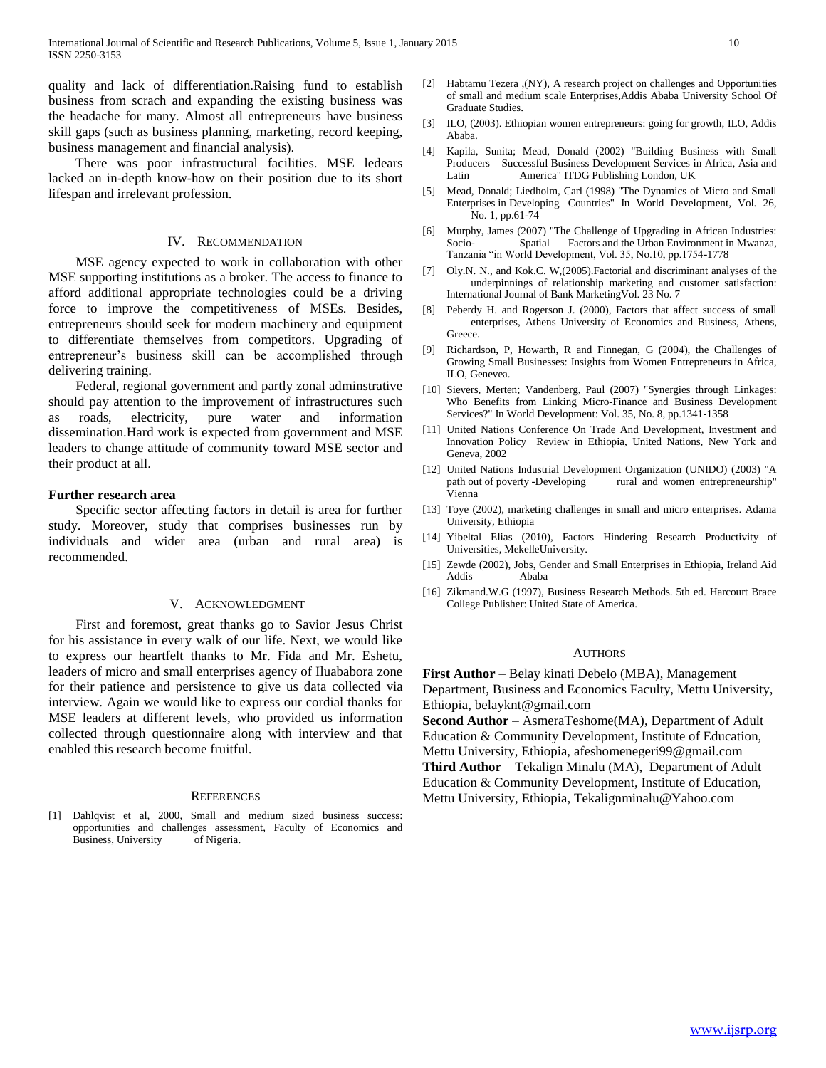quality and lack of differentiation.Raising fund to establish business from scrach and expanding the existing business was the headache for many. Almost all entrepreneurs have business skill gaps (such as business planning, marketing, record keeping, business management and financial analysis).

There was poor infrastructural facilities. MSE ledears lacked an in-depth know-how on their position due to its short lifespan and irrelevant profession.

## IV. Recommendation

MSE agency expected to work in collaboration with other MSE supporting institutions as a broker. The access to finance to afford additional appropriate technologies could be a driving force to improve the competitiveness of MSEs. Besides, entrepreneurs should seek for modern machinery and equipment to differentiate themselves from competitors. Upgrading of entrepreneur's business skill can be accomplished through delivering training.

Federal, regional government and partly zonal adminstrative should pay attention to the improvement of infrastructures such as roads, electricity, pure water and information dissemination.Hard work is expected from government and MSE leaders to change attitude of community toward MSE sector and their product at all.

### Further research area

Specific sector affecting factors in detail is area for further study. Moreover, study that comprises businesses run by individuals and wider area (urban and rural area) is recommended.

## V. Acknowledgment

First and foremost, great thanks go to Savior Jesus Christ for his assistance in every walk of our life. Next, we would like to express our heartfelt thanks to Mr. Fida and Mr. Eshetu, leaders of micro and small enterprises agency of Iluababora zone for their patience and persistence to give us data collected via interview. Again we would like to express our cordial thanks for MSE leaders at different levels, who provided us information collected through questionnaire along with interview and that enabled this research become fruitful.

## References

[1] Dahlqvist et al, 2000, Small and medium sized business success: opportunities and challenges assessment, Faculty of Economics and Business, University of Nigeria.

[2] Habtamu Tezera ,(NY), A research project on challenges and Opportunities of small and medium scale Enterprises,Addis Ababa University School Of Graduate Studies.

[3] ILO, (2003). Ethiopian women entrepreneurs: going for growth, ILO, Addis Ababa.

[4] Kapila, Sunita; Mead, Donald (2002) "Building Business with Small Producers – Successful Business Development Services in Africa, Asia and Latin America" ITDG Publishing London, UK

[5] Mead, Donald; Liedholm, Carl (1998) "The Dynamics of Micro and Small Enterprises in Developing Countries" In World Development, Vol. 26, No. 1, pp.61-74

[6] Murphy, James (2007) "The Challenge of Upgrading in African Industries: Socio- Spatial Factors and the Urban Environment in Mwanza, Tanzania "in World Development, Vol. 35, No.10, pp.1754-1778

[7] Oly.N. N., and Kok.C. W,(2005).Factorial and discriminant analyses of the underpinnings of relationship marketing and customer satisfaction: International Journal of Bank MarketingVol. 23 No. 7

[8] Peberdy H. and Rogerson J. (2000), Factors that affect success of small enterprises, Athens University of Economics and Business, Athens, Greece.

[9] Richardson, P, Howarth, R and Finnegan, G (2004), the Challenges of Growing Small Businesses: Insights from Women Entrepreneurs in Africa, ILO, Genevea.

[10] Sievers, Merten; Vandenberg, Paul (2007) "Synergies through Linkages: Who Benefits from Linking Micro-Finance and Business Development Services?" In World Development: Vol. 35, No. 8, pp.1341-1358

[11] United Nations Conference On Trade And Development, Investment and Innovation Policy Review in Ethiopia, United Nations, New York and Geneva, 2002

[12] United Nations Industrial Development Organization (UNIDO) (2003) "A path out of poverty -Developing rural and women entrepreneurship" Vienna

[13] Toye (2002), marketing challenges in small and micro enterprises. Adama University, Ethiopia

[14] Yibeltal Elias (2010), Factors Hindering Research Productivity of Universities, MekelleUniversity.

[15] Zewde (2002), Jobs, Gender and Small Enterprises in Ethiopia, Ireland Aid Addis Ababa

[16] Zikmand.W.G (1997), Business Research Methods. 5th ed. Harcourt Brace College Publisher: United State of America.

## Authors

**First Author** – Belay kinati Debelo (MBA), Management Department, Business and Economics Faculty, Mettu University, Ethiopia, belayknt@gmail.com

**Second Author** – AsmeraTeshome(MA), Department of Adult Education & Community Development, Institute of Education, Mettu University, Ethiopia, afeshomenegeri99@gmail.com

**Third Author** – Tekalign Minalu (MA), Department of Adult Education & Community Development, Institute of Education, Mettu University, Ethiopia, Tekalignminalu@Yahoo.com